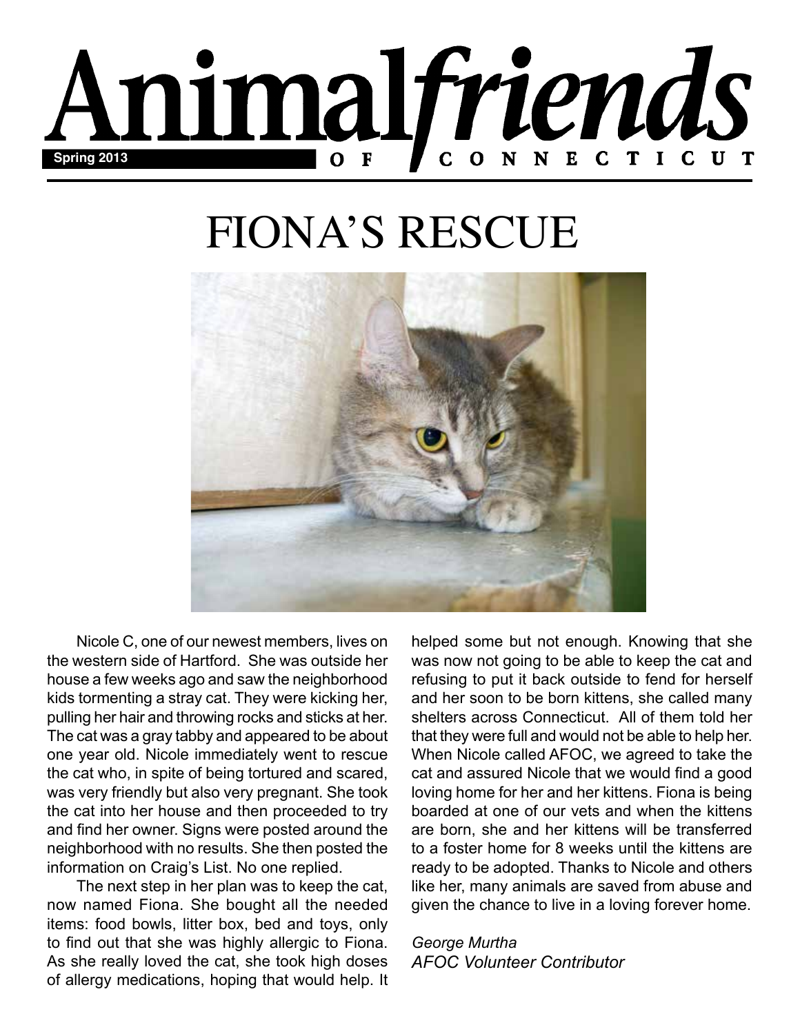# Animal*friends* OF CONNECTICUT

**Spring 2013**

# FIONA'S RESCUE

Nicole C, one of our newest members, lives on the western side of Hartford. She was outside her house a few weeks ago and saw the neighborhood kids tormenting a stray cat. They were kicking her, pulling her hair and throwing rocks and sticks at her. The cat was a gray tabby and appeared to be about one year old. Nicole immediately went to rescue the cat who, in spite of being tortured and scared, was very friendly but also very pregnant. She took the cat into her house and then proceeded to try and find her owner. Signs were posted around the neighborhood with no results. She then posted the information on Craig's List. No one replied.

The next step in her plan was to keep the cat, now named Fiona. She bought all the needed items: food bowls, litter box, bed and toys, only to find out that she was highly allergic to Fiona. As she really loved the cat, she took high doses of allergy medications, hoping that would help. It helped some but not enough. Knowing that she was now not going to be able to keep the cat and refusing to put it back outside to fend for herself and her soon to be born kittens, she called many shelters across Connecticut. All of them told her that they were full and would not be able to help her. When Nicole called AFOC, we agreed to take the cat and assured Nicole that we would find a good loving home for her and her kittens. Fiona is being boarded at one of our vets and when the kittens are born, she and her kittens will be transferred to a foster home for 8 weeks until the kittens are ready to be adopted. Thanks to Nicole and others like her, many animals are saved from abuse and given the chance to live in a loving forever home.

*George Murtha*
*AFOC Volunteer Contributor*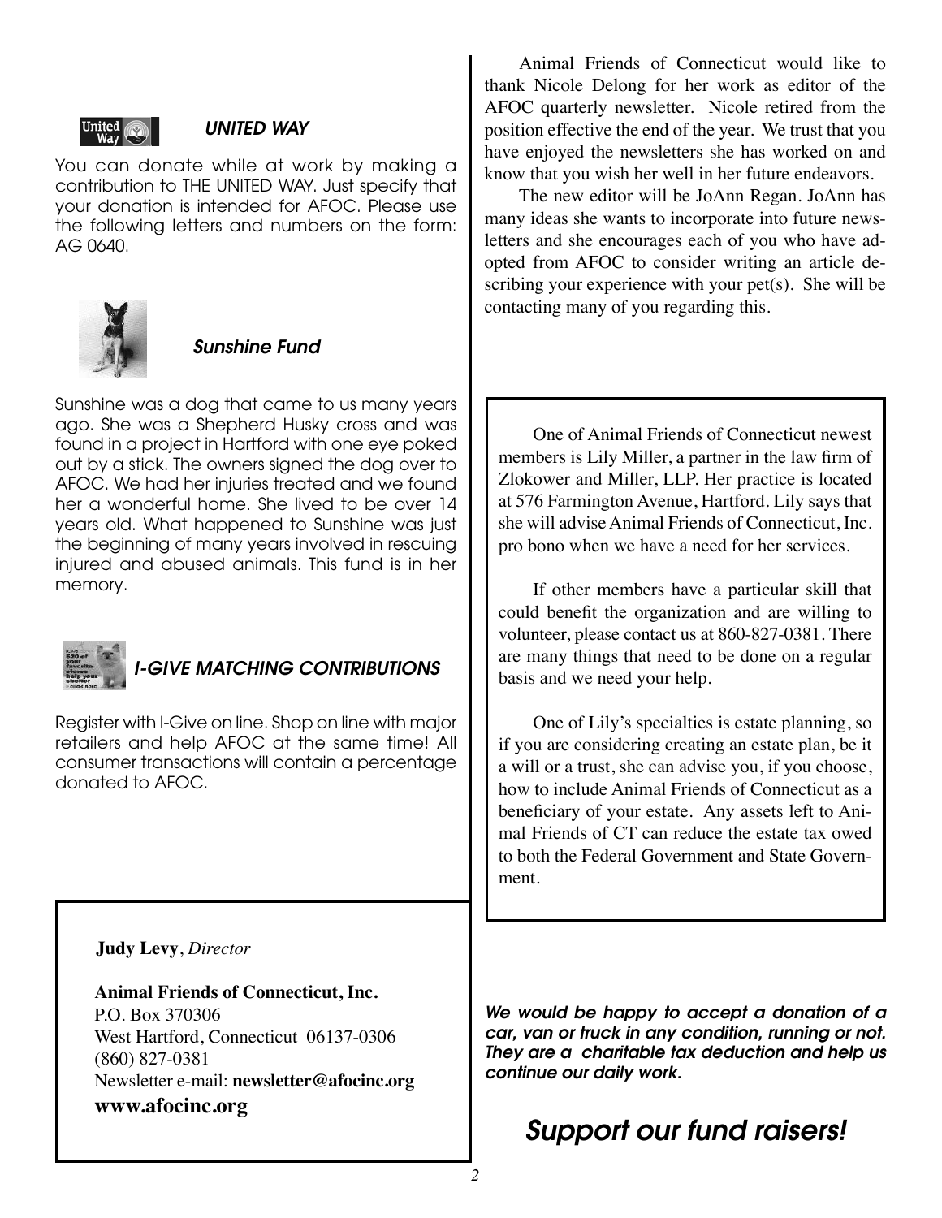### *UNITED WAY*

You can donate while at work by making a contribution to THE UNITED WAY. Just specify that your donation is intended for AFOC. Please use the following letters and numbers on the form: AG 0640.

### *Sunshine Fund*

Sunshine was a dog that came to us many years ago. She was a Shepherd Husky cross and was found in a project in Hartford with one eye poked out by a stick. The owners signed the dog over to AFOC. We had her injuries treated and we found her a wonderful home. She lived to be over 14 years old. What happened to Sunshine was just the beginning of many years involved in rescuing injured and abused animals. This fund is in her memory.

### *I-GIVE MATCHING CONTRIBUTIONS*

Register with I-Give on line. Shop on line with major retailers and help AFOC at the same time! All consumer transactions will contain a percentage donated to AFOC.

**Judy Levy**, *Director*

**Animal Friends of Connecticut, Inc.**
P.O. Box 370306
West Hartford, Connecticut 06137-0306
(860) 827-0381
Newsletter e-mail: **newsletter@afocinc.org**
**www.afocinc.org**

Animal Friends of Connecticut would like to thank Nicole Delong for her work as editor of the AFOC quarterly newsletter. Nicole retired from the position effective the end of the year. We trust that you have enjoyed the newsletters she has worked on and know that you wish her well in her future endeavors.

The new editor will be JoAnn Regan. JoAnn has many ideas she wants to incorporate into future newsletters and she encourages each of you who have adopted from AFOC to consider writing an article describing your experience with your pet(s). She will be contacting many of you regarding this.

One of Animal Friends of Connecticut newest members is Lily Miller, a partner in the law firm of Zlokower and Miller, LLP. Her practice is located at 576 Farmington Avenue, Hartford. Lily says that she will advise Animal Friends of Connecticut, Inc. pro bono when we have a need for her services.

If other members have a particular skill that could benefit the organization and are willing to volunteer, please contact us at 860-827-0381. There are many things that need to be done on a regular basis and we need your help.

One of Lily's specialties is estate planning, so if you are considering creating an estate plan, be it a will or a trust, she can advise you, if you choose, how to include Animal Friends of Connecticut as a beneficiary of your estate. Any assets left to Animal Friends of CT can reduce the estate tax owed to both the Federal Government and State Government.

***We would be happy to accept a donation of a car, van or truck in any condition, running or not. They are a charitable tax deduction and help us continue our daily work.***

## *Support our fund raisers!*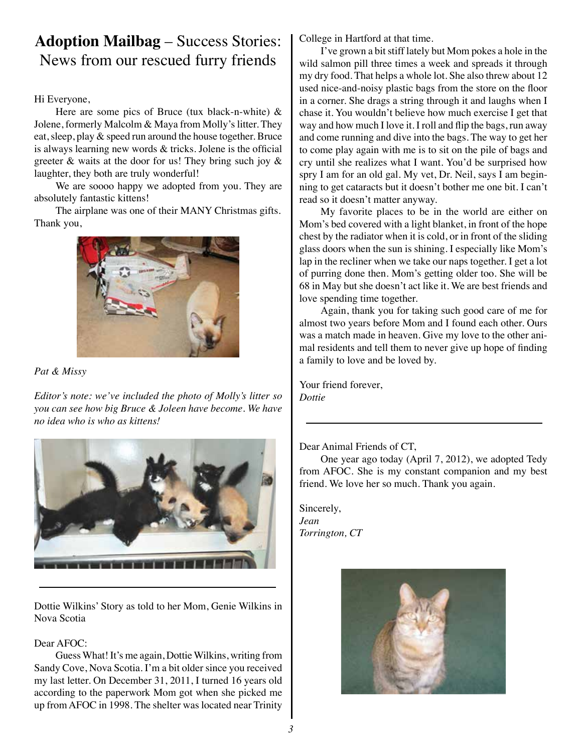## **Adoption Mailbag** – Success Stories: News from our rescued furry friends

Hi Everyone,

Here are some pics of Bruce (tux black-n-white) & Jolene, formerly Malcolm & Maya from Molly's litter. They eat, sleep, play & speed run around the house together. Bruce is always learning new words & tricks. Jolene is the official greeter & waits at the door for us! They bring such joy & laughter, they both are truly wonderful!

We are soooo happy we adopted from you. They are absolutely fantastic kittens!

The airplane was one of their MANY Christmas gifts. Thank you,

*Pat & Missy*

*Editor's note: we've included the photo of Molly's litter so you can see how big Bruce & Joleen have become. We have no idea who is who as kittens!*

---

Dottie Wilkins' Story as told to her Mom, Genie Wilkins in Nova Scotia

Dear AFOC:

Guess What! It's me again, Dottie Wilkins, writing from Sandy Cove, Nova Scotia. I'm a bit older since you received my last letter. On December 31, 2011, I turned 16 years old according to the paperwork Mom got when she picked me up from AFOC in 1998. The shelter was located near Trinity College in Hartford at that time.

I've grown a bit stiff lately but Mom pokes a hole in the wild salmon pill three times a week and spreads it through my dry food. That helps a whole lot. She also threw about 12 used nice-and-noisy plastic bags from the store on the floor in a corner. She drags a string through it and laughs when I chase it. You wouldn't believe how much exercise I get that way and how much I love it. I roll and flip the bags, run away and come running and dive into the bags. The way to get her to come play again with me is to sit on the pile of bags and cry until she realizes what I want. You'd be surprised how spry I am for an old gal. My vet, Dr. Neil, says I am beginning to get cataracts but it doesn't bother me one bit. I can't read so it doesn't matter anyway.

My favorite places to be in the world are either on Mom's bed covered with a light blanket, in front of the hope chest by the radiator when it is cold, or in front of the sliding glass doors when the sun is shining. I especially like Mom's lap in the recliner when we take our naps together. I get a lot of purring done then. Mom's getting older too. She will be 68 in May but she doesn't act like it. We are best friends and love spending time together.

Again, thank you for taking such good care of me for almost two years before Mom and I found each other. Ours was a match made in heaven. Give my love to the other animal residents and tell them to never give up hope of finding a family to love and be loved by.

Your friend forever,
*Dottie*

---

Dear Animal Friends of CT,

One year ago today (April 7, 2012), we adopted Tedy from AFOC. She is my constant companion and my best friend. We love her so much. Thank you again.

Sincerely,
*Jean*
*Torrington, CT*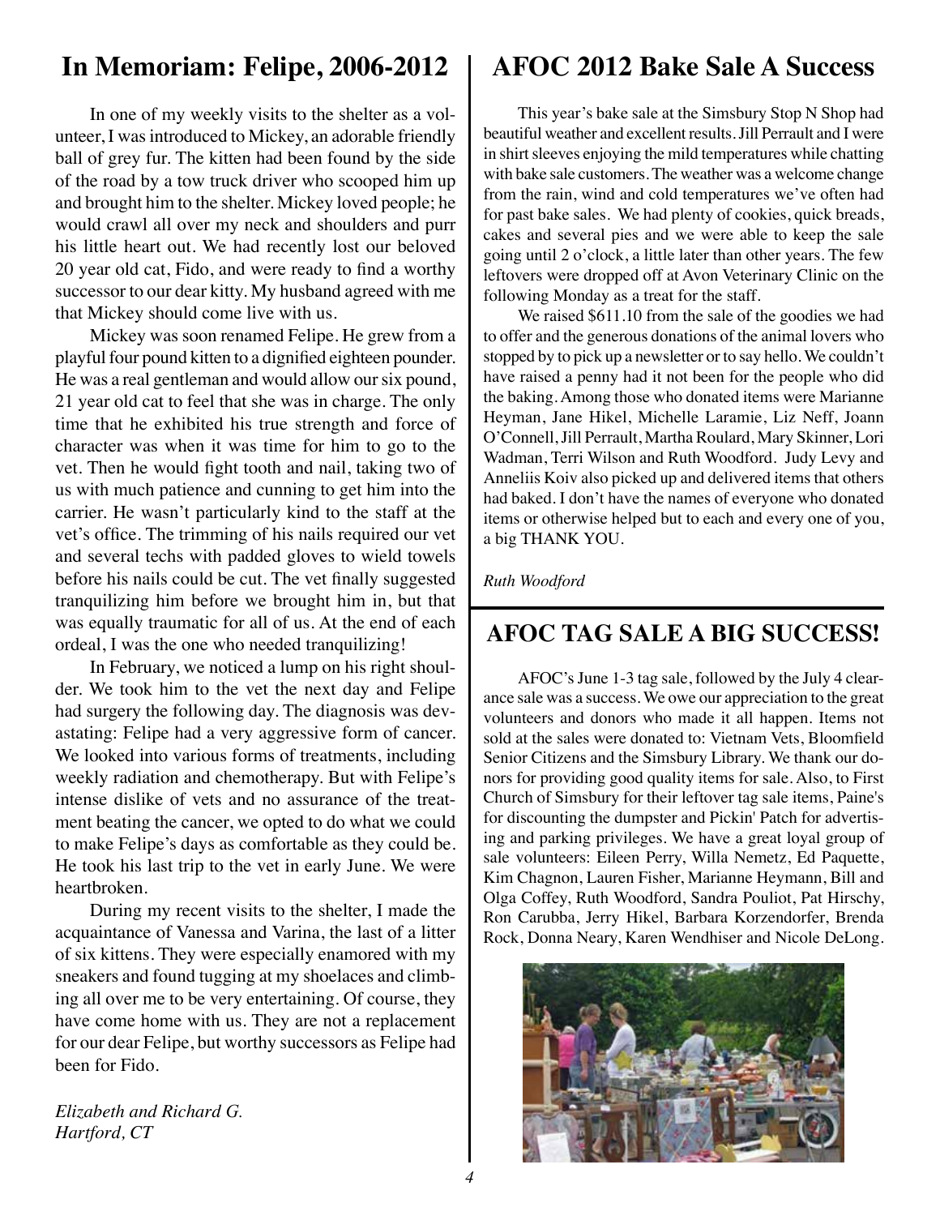## In Memoriam: Felipe, 2006-2012

In one of my weekly visits to the shelter as a volunteer, I was introduced to Mickey, an adorable friendly ball of grey fur. The kitten had been found by the side of the road by a tow truck driver who scooped him up and brought him to the shelter. Mickey loved people; he would crawl all over my neck and shoulders and purr his little heart out. We had recently lost our beloved 20 year old cat, Fido, and were ready to find a worthy successor to our dear kitty. My husband agreed with me that Mickey should come live with us.

Mickey was soon renamed Felipe. He grew from a playful four pound kitten to a dignified eighteen pounder. He was a real gentleman and would allow our six pound, 21 year old cat to feel that she was in charge. The only time that he exhibited his true strength and force of character was when it was time for him to go to the vet. Then he would fight tooth and nail, taking two of us with much patience and cunning to get him into the carrier. He wasn't particularly kind to the staff at the vet's office. The trimming of his nails required our vet and several techs with padded gloves to wield towels before his nails could be cut. The vet finally suggested tranquilizing him before we brought him in, but that was equally traumatic for all of us. At the end of each ordeal, I was the one who needed tranquilizing!

In February, we noticed a lump on his right shoulder. We took him to the vet the next day and Felipe had surgery the following day. The diagnosis was devastating: Felipe had a very aggressive form of cancer. We looked into various forms of treatments, including weekly radiation and chemotherapy. But with Felipe's intense dislike of vets and no assurance of the treatment beating the cancer, we opted to do what we could to make Felipe's days as comfortable as they could be. He took his last trip to the vet in early June. We were heartbroken.

During my recent visits to the shelter, I made the acquaintance of Vanessa and Varina, the last of a litter of six kittens. They were especially enamored with my sneakers and found tugging at my shoelaces and climbing all over me to be very entertaining. Of course, they have come home with us. They are not a replacement for our dear Felipe, but worthy successors as Felipe had been for Fido.

*Elizabeth and Richard G.*
*Hartford, CT*

## AFOC 2012 Bake Sale A Success

This year's bake sale at the Simsbury Stop N Shop had beautiful weather and excellent results. Jill Perrault and I were in shirt sleeves enjoying the mild temperatures while chatting with bake sale customers. The weather was a welcome change from the rain, wind and cold temperatures we've often had for past bake sales. We had plenty of cookies, quick breads, cakes and several pies and we were able to keep the sale going until 2 o'clock, a little later than other years. The few leftovers were dropped off at Avon Veterinary Clinic on the following Monday as a treat for the staff.

We raised $611.10 from the sale of the goodies we had to offer and the generous donations of the animal lovers who stopped by to pick up a newsletter or to say hello. We couldn't have raised a penny had it not been for the people who did the baking. Among those who donated items were Marianne Heyman, Jane Hikel, Michelle Laramie, Liz Neff, Joann O'Connell, Jill Perrault, Martha Roulard, Mary Skinner, Lori Wadman, Terri Wilson and Ruth Woodford. Judy Levy and Anneliis Koiv also picked up and delivered items that others had baked. I don't have the names of everyone who donated items or otherwise helped but to each and every one of you, a big THANK YOU.

*Ruth Woodford*

## AFOC TAG SALE A BIG SUCCESS!

AFOC's June 1-3 tag sale, followed by the July 4 clearance sale was a success. We owe our appreciation to the great volunteers and donors who made it all happen. Items not sold at the sales were donated to: Vietnam Vets, Bloomfield Senior Citizens and the Simsbury Library. We thank our donors for providing good quality items for sale. Also, to First Church of Simsbury for their leftover tag sale items, Paine's for discounting the dumpster and Pickin' Patch for advertising and parking privileges. We have a great loyal group of sale volunteers: Eileen Perry, Willa Nemetz, Ed Paquette, Kim Chagnon, Lauren Fisher, Marianne Heymann, Bill and Olga Coffey, Ruth Woodford, Sandra Pouliot, Pat Hirschy, Ron Carubba, Jerry Hikel, Barbara Korzendorfer, Brenda Rock, Donna Neary, Karen Wendhiser and Nicole DeLong.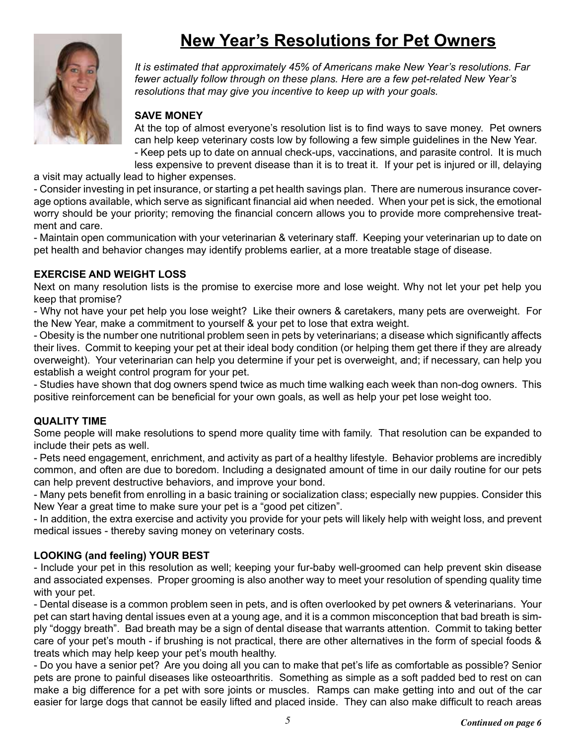# New Year's Resolutions for Pet Owners

*It is estimated that approximately 45% of Americans make New Year's resolutions. Far fewer actually follow through on these plans. Here are a few pet-related New Year's resolutions that may give you incentive to keep up with your goals.*

**SAVE MONEY**

At the top of almost everyone's resolution list is to find ways to save money. Pet owners can help keep veterinary costs low by following a few simple guidelines in the New Year.

- Keep pets up to date on annual check-ups, vaccinations, and parasite control. It is much less expensive to prevent disease than it is to treat it. If your pet is injured or ill, delaying a visit may actually lead to higher expenses.
- Consider investing in pet insurance, or starting a pet health savings plan. There are numerous insurance coverage options available, which serve as significant financial aid when needed. When your pet is sick, the emotional worry should be your priority; removing the financial concern allows you to provide more comprehensive treatment and care.
- Maintain open communication with your veterinarian & veterinary staff. Keeping your veterinarian up to date on pet health and behavior changes may identify problems earlier, at a more treatable stage of disease.

**EXERCISE AND WEIGHT LOSS**

Next on many resolution lists is the promise to exercise more and lose weight. Why not let your pet help you keep that promise?

- Why not have your pet help you lose weight? Like their owners & caretakers, many pets are overweight. For the New Year, make a commitment to yourself & your pet to lose that extra weight.
- Obesity is the number one nutritional problem seen in pets by veterinarians; a disease which significantly affects their lives. Commit to keeping your pet at their ideal body condition (or helping them get there if they are already overweight). Your veterinarian can help you determine if your pet is overweight, and; if necessary, can help you establish a weight control program for your pet.
- Studies have shown that dog owners spend twice as much time walking each week than non-dog owners. This positive reinforcement can be beneficial for your own goals, as well as help your pet lose weight too.

**QUALITY TIME**

Some people will make resolutions to spend more quality time with family. That resolution can be expanded to include their pets as well.

- Pets need engagement, enrichment, and activity as part of a healthy lifestyle. Behavior problems are incredibly common, and often are due to boredom. Including a designated amount of time in our daily routine for our pets can help prevent destructive behaviors, and improve your bond.
- Many pets benefit from enrolling in a basic training or socialization class; especially new puppies. Consider this New Year a great time to make sure your pet is a "good pet citizen".
- In addition, the extra exercise and activity you provide for your pets will likely help with weight loss, and prevent medical issues - thereby saving money on veterinary costs.

**LOOKING (and feeling) YOUR BEST**

- Include your pet in this resolution as well; keeping your fur-baby well-groomed can help prevent skin disease and associated expenses. Proper grooming is also another way to meet your resolution of spending quality time with your pet.
- Dental disease is a common problem seen in pets, and is often overlooked by pet owners & veterinarians. Your pet can start having dental issues even at a young age, and it is a common misconception that bad breath is simply "doggy breath". Bad breath may be a sign of dental disease that warrants attention. Commit to taking better care of your pet's mouth - if brushing is not practical, there are other alternatives in the form of special foods & treats which may help keep your pet's mouth healthy.
- Do you have a senior pet? Are you doing all you can to make that pet's life as comfortable as possible? Senior pets are prone to painful diseases like osteoarthritis. Something as simple as a soft padded bed to rest on can make a big difference for a pet with sore joints or muscles. Ramps can make getting into and out of the car easier for large dogs that cannot be easily lifted and placed inside. They can also make difficult to reach areas

***Continued on page 6***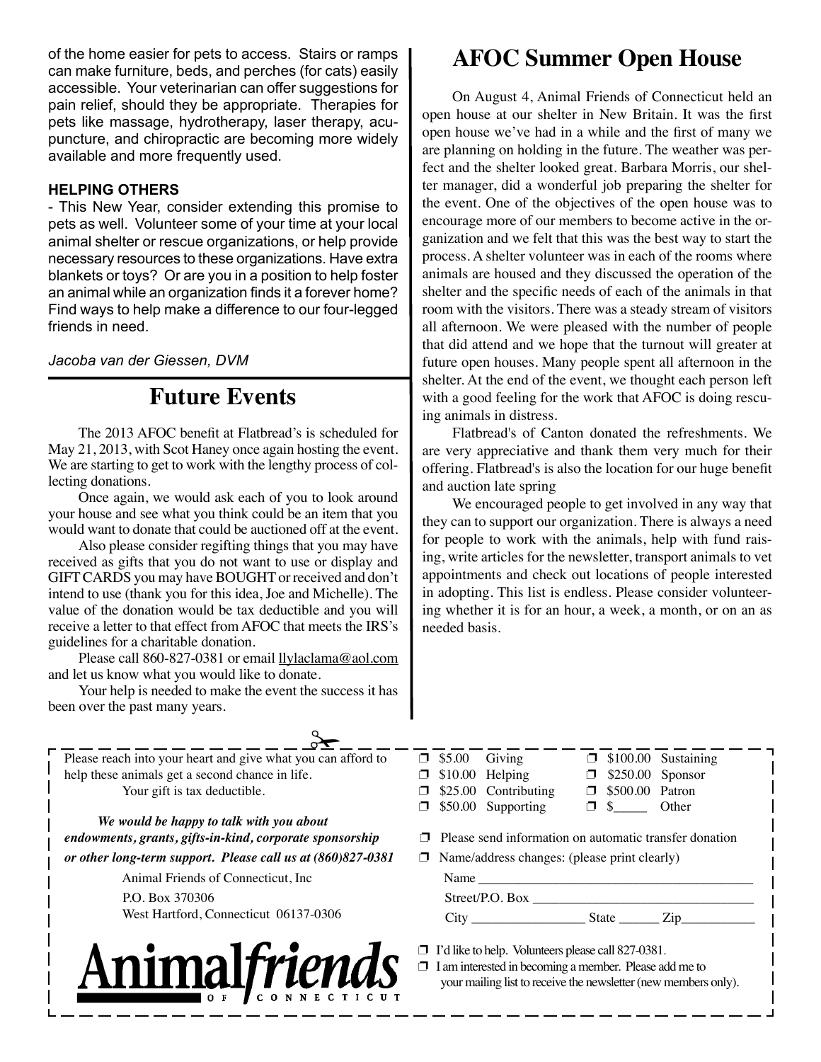of the home easier for pets to access. Stairs or ramps can make furniture, beds, and perches (for cats) easily accessible. Your veterinarian can offer suggestions for pain relief, should they be appropriate. Therapies for pets like massage, hydrotherapy, laser therapy, acupuncture, and chiropractic are becoming more widely available and more frequently used.

**HELPING OTHERS**

- This New Year, consider extending this promise to pets as well. Volunteer some of your time at your local animal shelter or rescue organizations, or help provide necessary resources to these organizations. Have extra blankets or toys? Or are you in a position to help foster an animal while an organization finds it a forever home? Find ways to help make a difference to our four-legged friends in need.

*Jacoba van der Giessen, DVM*

## Future Events

The 2013 AFOC benefit at Flatbread's is scheduled for May 21, 2013, with Scot Haney once again hosting the event. We are starting to get to work with the lengthy process of collecting donations.

Once again, we would ask each of you to look around your house and see what you think could be an item that you would want to donate that could be auctioned off at the event.

Also please consider regifting things that you may have received as gifts that you do not want to use or display and GIFT CARDS you may have BOUGHT or received and don't intend to use (thank you for this idea, Joe and Michelle). The value of the donation would be tax deductible and you will receive a letter to that effect from AFOC that meets the IRS's guidelines for a charitable donation.

Please call 860-827-0381 or email llylaclama@aol.com and let us know what you would like to donate.

Your help is needed to make the event the success it has been over the past many years.

## AFOC Summer Open House

On August 4, Animal Friends of Connecticut held an open house at our shelter in New Britain. It was the first open house we've had in a while and the first of many we are planning on holding in the future. The weather was perfect and the shelter looked great. Barbara Morris, our shelter manager, did a wonderful job preparing the shelter for the event. One of the objectives of the open house was to encourage more of our members to become active in the organization and we felt that this was the best way to start the process. A shelter volunteer was in each of the rooms where animals are housed and they discussed the operation of the shelter and the specific needs of each of the animals in that room with the visitors. There was a steady stream of visitors all afternoon. We were pleased with the number of people that did attend and we hope that the turnout will greater at future open houses. Many people spent all afternoon in the shelter. At the end of the event, we thought each person left with a good feeling for the work that AFOC is doing rescuing animals in distress.

Flatbread's of Canton donated the refreshments. We are very appreciative and thank them very much for their offering. Flatbread's is also the location for our huge benefit and auction late spring

We encouraged people to get involved in any way that they can to support our organization. There is always a need for people to work with the animals, help with fund raising, write articles for the newsletter, transport animals to vet appointments and check out locations of people interested in adopting. This list is endless. Please consider volunteering whether it is for an hour, a week, a month, or on an as needed basis.

---

Please reach into your heart and give what you can afford to help these animals get a second chance in life.
Your gift is tax deductible.

***We would be happy to talk with you about endowments, grants, gifts-in-kind, corporate sponsorship or other long-term support. Please call us at (860)827-0381***

Animal Friends of Connecticut, Inc
P.O. Box 370306
West Hartford, Connecticut 06137-0306

Animal*friends* OF CONNECTICUT

- ❒ $5.00 Giving
- ❒ $10.00 Helping
- ❒ $25.00 Contributing
- ❒ $50.00 Supporting
- ❒ $100.00 Sustaining
- ❒ $250.00 Sponsor
- ❒ $500.00 Patron
- ❒ $_____ Other

❒ Please send information on automatic transfer donation

❒ Name/address changes: (please print clearly)

Name ________________________________________

Street/P.O. Box _________________________________

City ________________ State ______ Zip___________

❒ I'd like to help. Volunteers please call 827-0381.

❒ I am interested in becoming a member. Please add me to your mailing list to receive the newsletter (new members only).